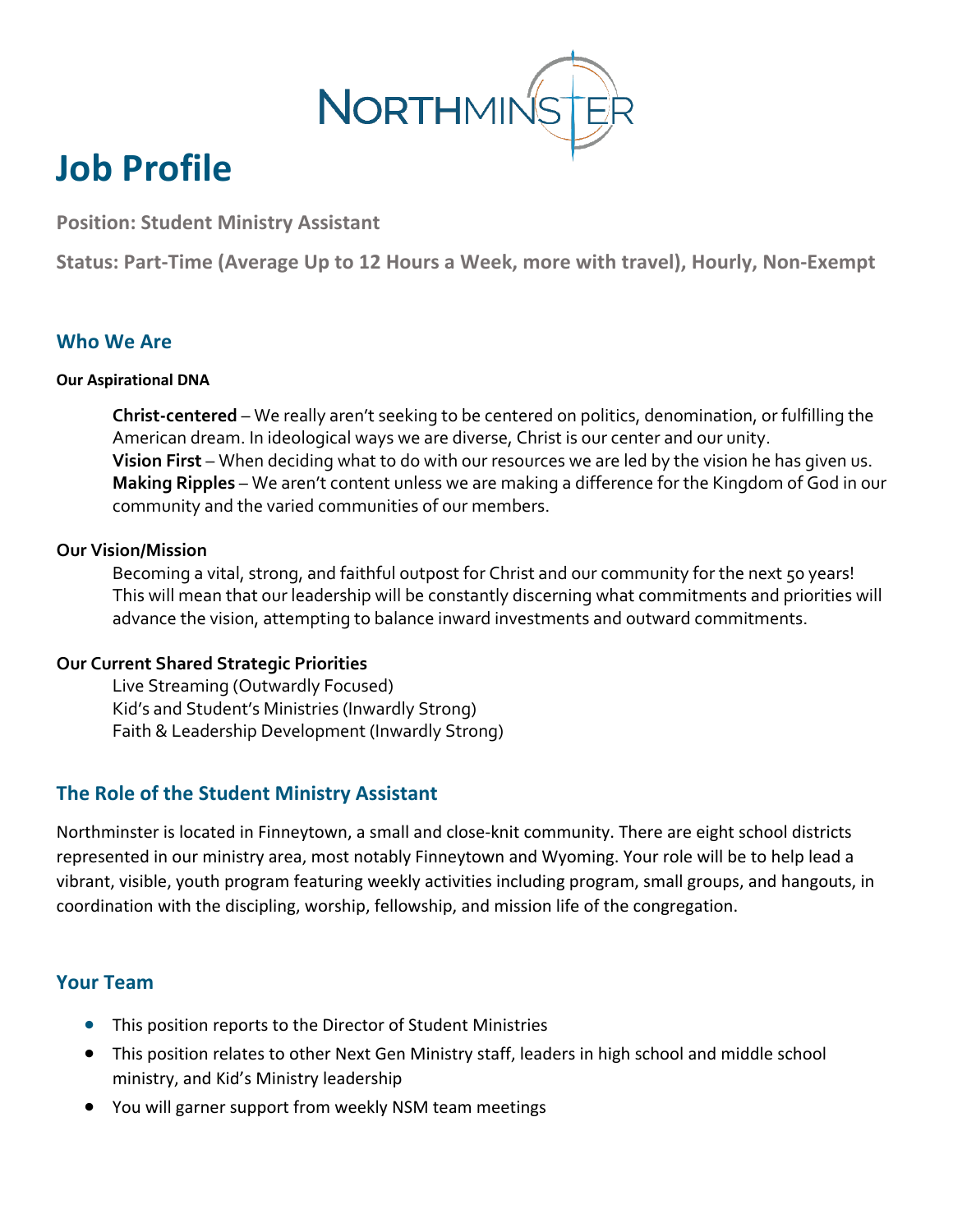NORTHMINSTER

# Job Profile

**Position: Student Ministry Assistant**

**Status: Part-Time (Average Up to 12 Hours a Week, more with travel), Hourly, Non-Exempt**

## Who We Are

**Our Aspirational DNA**

**Christ-centered** – We really aren't seeking to be centered on politics, denomination, or fulfilling the American dream. In ideological ways we are diverse, Christ is our center and our unity.
**Vision First** – When deciding what to do with our resources we are led by the vision he has given us.
**Making Ripples** – We aren't content unless we are making a difference for the Kingdom of God in our community and the varied communities of our members.

**Our Vision/Mission**

Becoming a vital, strong, and faithful outpost for Christ and our community for the next 50 years! This will mean that our leadership will be constantly discerning what commitments and priorities will advance the vision, attempting to balance inward investments and outward commitments.

**Our Current Shared Strategic Priorities**

Live Streaming (Outwardly Focused)
Kid's and Student's Ministries (Inwardly Strong)
Faith & Leadership Development (Inwardly Strong)

## The Role of the Student Ministry Assistant

Northminster is located in Finneytown, a small and close-knit community. There are eight school districts represented in our ministry area, most notably Finneytown and Wyoming. Your role will be to help lead a vibrant, visible, youth program featuring weekly activities including program, small groups, and hangouts, in coordination with the discipling, worship, fellowship, and mission life of the congregation.

## Your Team

- This position reports to the Director of Student Ministries
- This position relates to other Next Gen Ministry staff, leaders in high school and middle school ministry, and Kid's Ministry leadership
- You will garner support from weekly NSM team meetings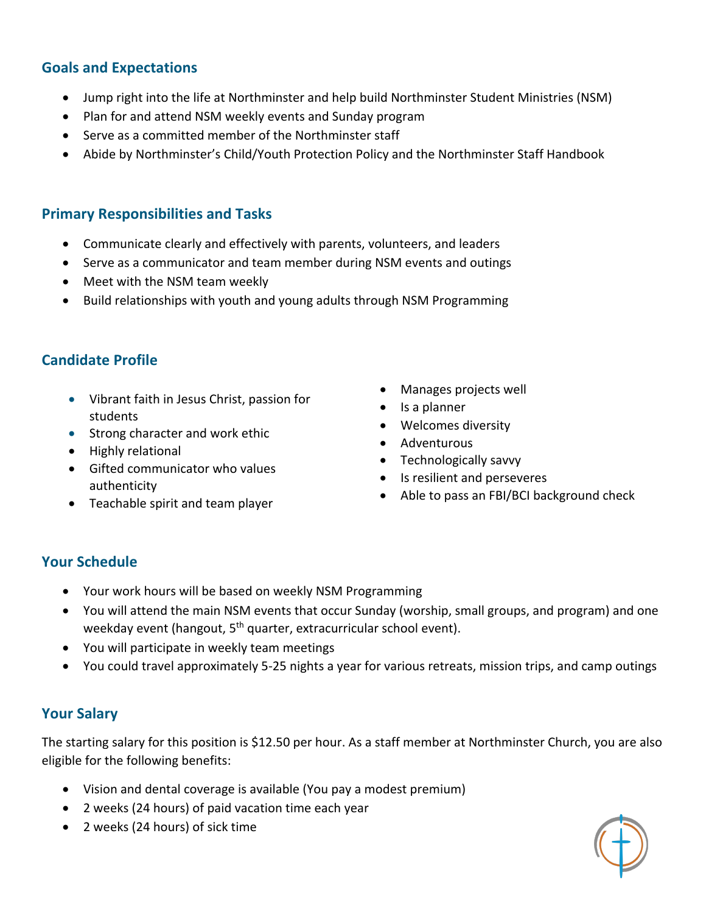## Goals and Expectations

- Jump right into the life at Northminster and help build Northminster Student Ministries (NSM)
- Plan for and attend NSM weekly events and Sunday program
- Serve as a committed member of the Northminster staff
- Abide by Northminster's Child/Youth Protection Policy and the Northminster Staff Handbook

## Primary Responsibilities and Tasks

- Communicate clearly and effectively with parents, volunteers, and leaders
- Serve as a communicator and team member during NSM events and outings
- Meet with the NSM team weekly
- Build relationships with youth and young adults through NSM Programming

## Candidate Profile

- Vibrant faith in Jesus Christ, passion for students
- Strong character and work ethic
- Highly relational
- Gifted communicator who values authenticity
- Teachable spirit and team player
- Manages projects well
- Is a planner
- Welcomes diversity
- Adventurous
- Technologically savvy
- Is resilient and perseveres
- Able to pass an FBI/BCI background check

## Your Schedule

- Your work hours will be based on weekly NSM Programming
- You will attend the main NSM events that occur Sunday (worship, small groups, and program) and one weekday event (hangout, 5th quarter, extracurricular school event).
- You will participate in weekly team meetings
- You could travel approximately 5-25 nights a year for various retreats, mission trips, and camp outings

## Your Salary

The starting salary for this position is $12.50 per hour. As a staff member at Northminster Church, you are also eligible for the following benefits:

- Vision and dental coverage is available (You pay a modest premium)
- 2 weeks (24 hours) of paid vacation time each year
- 2 weeks (24 hours) of sick time